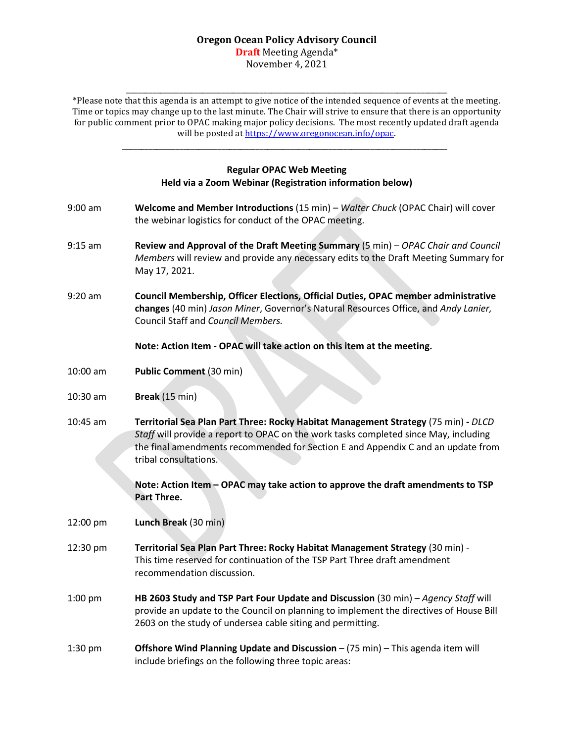**Oregon Ocean Policy Advisory Council**
**Draft** Meeting Agenda*
November 4, 2021

---

*Please note that this agenda is an attempt to give notice of the intended sequence of events at the meeting. Time or topics may change up to the last minute. The Chair will strive to ensure that there is an opportunity for public comment prior to OPAC making major policy decisions. The most recently updated draft agenda will be posted at https://www.oregonocean.info/opac.

---

**Regular OPAC Web Meeting**
**Held via a Zoom Webinar (Registration information below)**

9:00 am **Welcome and Member Introductions** (15 min) – *Walter Chuck* (OPAC Chair) will cover the webinar logistics for conduct of the OPAC meeting.

9:15 am **Review and Approval of the Draft Meeting Summary** (5 min) – *OPAC Chair and Council Members* will review and provide any necessary edits to the Draft Meeting Summary for May 17, 2021.

9:20 am **Council Membership, Officer Elections, Official Duties, OPAC member administrative changes** (40 min) *Jason Miner*, Governor's Natural Resources Office, and *Andy Lanier,* Council Staff and *Council Members.*

**Note: Action Item - OPAC will take action on this item at the meeting.**

10:00 am **Public Comment** (30 min)

10:30 am **Break** (15 min)

10:45 am **Territorial Sea Plan Part Three: Rocky Habitat Management Strategy** (75 min) **-** *DLCD Staff* will provide a report to OPAC on the work tasks completed since May, including the final amendments recommended for Section E and Appendix C and an update from tribal consultations.

**Note: Action Item – OPAC may take action to approve the draft amendments to TSP Part Three.**

12:00 pm **Lunch Break** (30 min)

12:30 pm **Territorial Sea Plan Part Three: Rocky Habitat Management Strategy** (30 min) - This time reserved for continuation of the TSP Part Three draft amendment recommendation discussion.

1:00 pm **HB 2603 Study and TSP Part Four Update and Discussion** (30 min) – *Agency Staff* will provide an update to the Council on planning to implement the directives of House Bill 2603 on the study of undersea cable siting and permitting.

1:30 pm **Offshore Wind Planning Update and Discussion** – (75 min) – This agenda item will include briefings on the following three topic areas: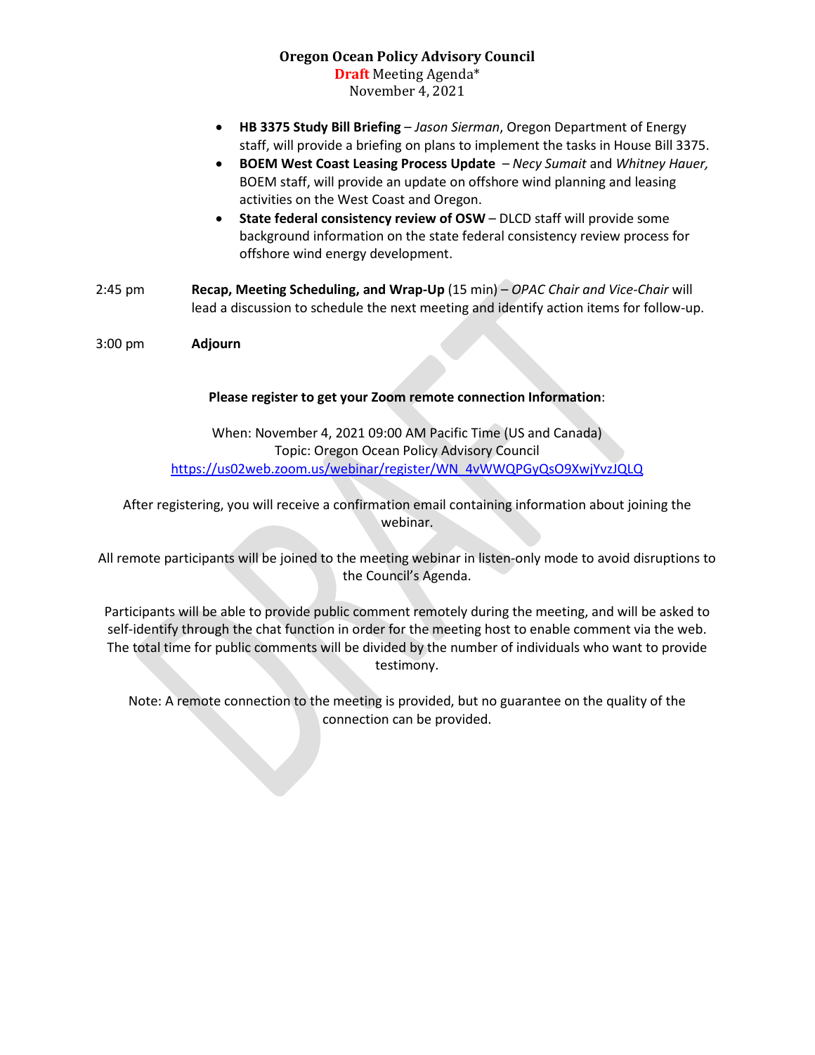- **HB 3375 Study Bill Briefing** – *Jason Sierman*, Oregon Department of Energy staff, will provide a briefing on plans to implement the tasks in House Bill 3375.
- **BOEM West Coast Leasing Process Update** – *Necy Sumait* and *Whitney Hauer,* BOEM staff, will provide an update on offshore wind planning and leasing activities on the West Coast and Oregon.
- **State federal consistency review of OSW** – DLCD staff will provide some background information on the state federal consistency review process for offshore wind energy development.

2:45 pm **Recap, Meeting Scheduling, and Wrap-Up** (15 min) – *OPAC Chair and Vice-Chair* will lead a discussion to schedule the next meeting and identify action items for follow-up.

3:00 pm **Adjourn**

**Please register to get your Zoom remote connection Information**:

When: November 4, 2021 09:00 AM Pacific Time (US and Canada)
Topic: Oregon Ocean Policy Advisory Council
https://us02web.zoom.us/webinar/register/WN_4vWWQPGyQsO9XwjYvzJQLQ

After registering, you will receive a confirmation email containing information about joining the webinar.

All remote participants will be joined to the meeting webinar in listen-only mode to avoid disruptions to the Council's Agenda.

Participants will be able to provide public comment remotely during the meeting, and will be asked to self-identify through the chat function in order for the meeting host to enable comment via the web. The total time for public comments will be divided by the number of individuals who want to provide testimony.

Note: A remote connection to the meeting is provided, but no guarantee on the quality of the connection can be provided.